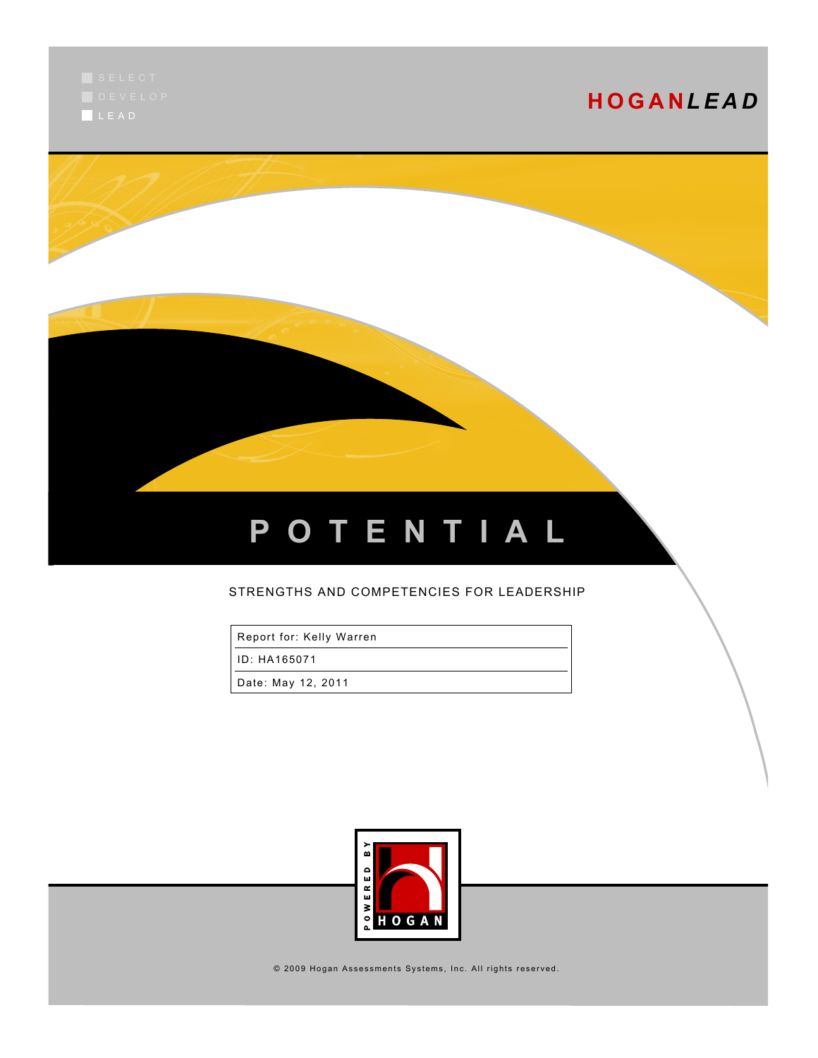SELECT
DEVELOP
LEAD

**HOGAN*LEAD***

# P O T E N T I A L

STRENGTHS AND COMPETENCIES FOR LEADERSHIP

| Report for: Kelly Warren |
|---|
| ID: HA165071 |
| Date: May 12, 2011 |

POWERED BY HOGAN

© 2009 Hogan Assessments Systems, Inc. All rights reserved.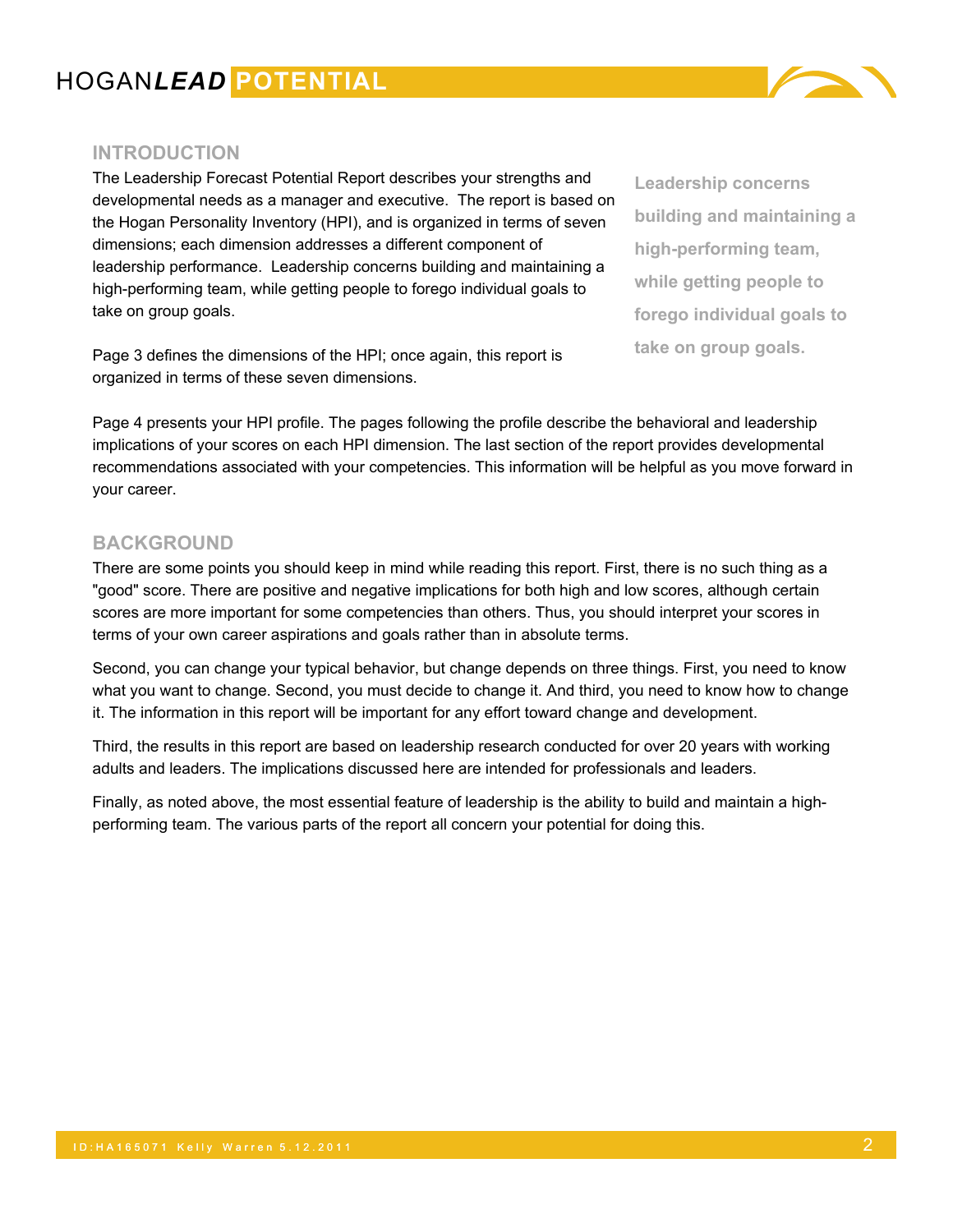## INTRODUCTION

The Leadership Forecast Potential Report describes your strengths and developmental needs as a manager and executive. The report is based on the Hogan Personality Inventory (HPI), and is organized in terms of seven dimensions; each dimension addresses a different component of leadership performance. Leadership concerns building and maintaining a high-performing team, while getting people to forego individual goals to take on group goals.

**Leadership concerns building and maintaining a high-performing team, while getting people to forego individual goals to take on group goals.**

Page 3 defines the dimensions of the HPI; once again, this report is organized in terms of these seven dimensions.

Page 4 presents your HPI profile. The pages following the profile describe the behavioral and leadership implications of your scores on each HPI dimension. The last section of the report provides developmental recommendations associated with your competencies. This information will be helpful as you move forward in your career.

## BACKGROUND

There are some points you should keep in mind while reading this report. First, there is no such thing as a "good" score. There are positive and negative implications for both high and low scores, although certain scores are more important for some competencies than others. Thus, you should interpret your scores in terms of your own career aspirations and goals rather than in absolute terms.

Second, you can change your typical behavior, but change depends on three things. First, you need to know what you want to change. Second, you must decide to change it. And third, you need to know how to change it. The information in this report will be important for any effort toward change and development.

Third, the results in this report are based on leadership research conducted for over 20 years with working adults and leaders. The implications discussed here are intended for professionals and leaders.

Finally, as noted above, the most essential feature of leadership is the ability to build and maintain a high-performing team. The various parts of the report all concern your potential for doing this.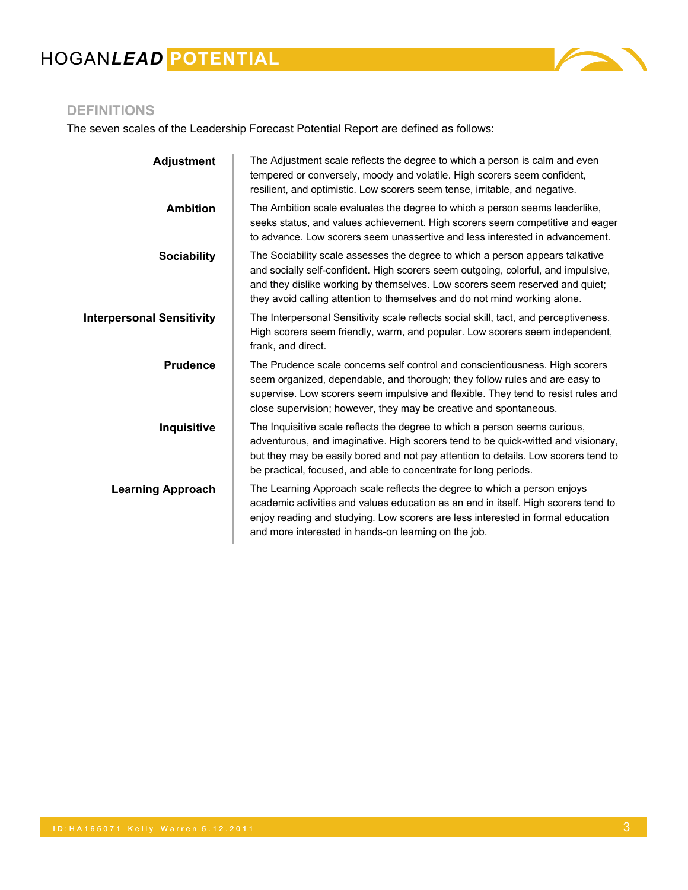## DEFINITIONS

The seven scales of the Leadership Forecast Potential Report are defined as follows:

| | |
|---|---|
| **Adjustment** | The Adjustment scale reflects the degree to which a person is calm and even tempered or conversely, moody and volatile. High scorers seem confident, resilient, and optimistic. Low scorers seem tense, irritable, and negative. |
| **Ambition** | The Ambition scale evaluates the degree to which a person seems leaderlike, seeks status, and values achievement. High scorers seem competitive and eager to advance. Low scorers seem unassertive and less interested in advancement. |
| **Sociability** | The Sociability scale assesses the degree to which a person appears talkative and socially self-confident. High scorers seem outgoing, colorful, and impulsive, and they dislike working by themselves. Low scorers seem reserved and quiet; they avoid calling attention to themselves and do not mind working alone. |
| **Interpersonal Sensitivity** | The Interpersonal Sensitivity scale reflects social skill, tact, and perceptiveness. High scorers seem friendly, warm, and popular. Low scorers seem independent, frank, and direct. |
| **Prudence** | The Prudence scale concerns self control and conscientiousness. High scorers seem organized, dependable, and thorough; they follow rules and are easy to supervise. Low scorers seem impulsive and flexible. They tend to resist rules and close supervision; however, they may be creative and spontaneous. |
| **Inquisitive** | The Inquisitive scale reflects the degree to which a person seems curious, adventurous, and imaginative. High scorers tend to be quick-witted and visionary, but they may be easily bored and not pay attention to details. Low scorers tend to be practical, focused, and able to concentrate for long periods. |
| **Learning Approach** | The Learning Approach scale reflects the degree to which a person enjoys academic activities and values education as an end in itself. High scorers tend to enjoy reading and studying. Low scorers are less interested in formal education and more interested in hands-on learning on the job. |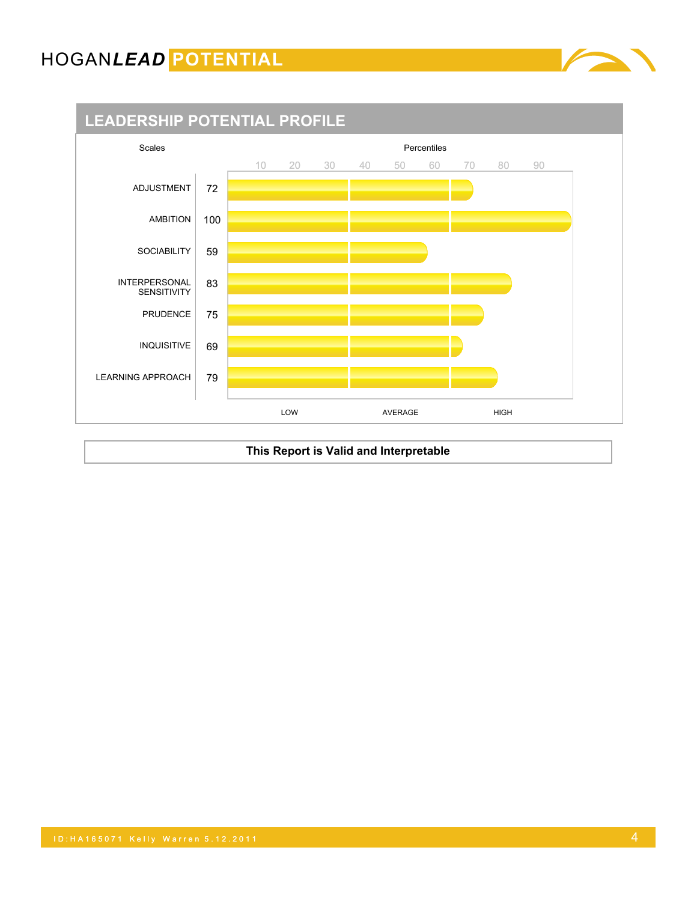## LEADERSHIP POTENTIAL PROFILE

| Scales | Percentiles |
| --- | --- |
| ADJUSTMENT | 72 |
| AMBITION | 100 |
| SOCIABILITY | 59 |
| INTERPERSONAL SENSITIVITY | 83 |
| PRUDENCE | 75 |
| INQUISITIVE | 69 |
| LEARNING APPROACH | 79 |

LOW | AVERAGE | HIGH

**This Report is Valid and Interpretable**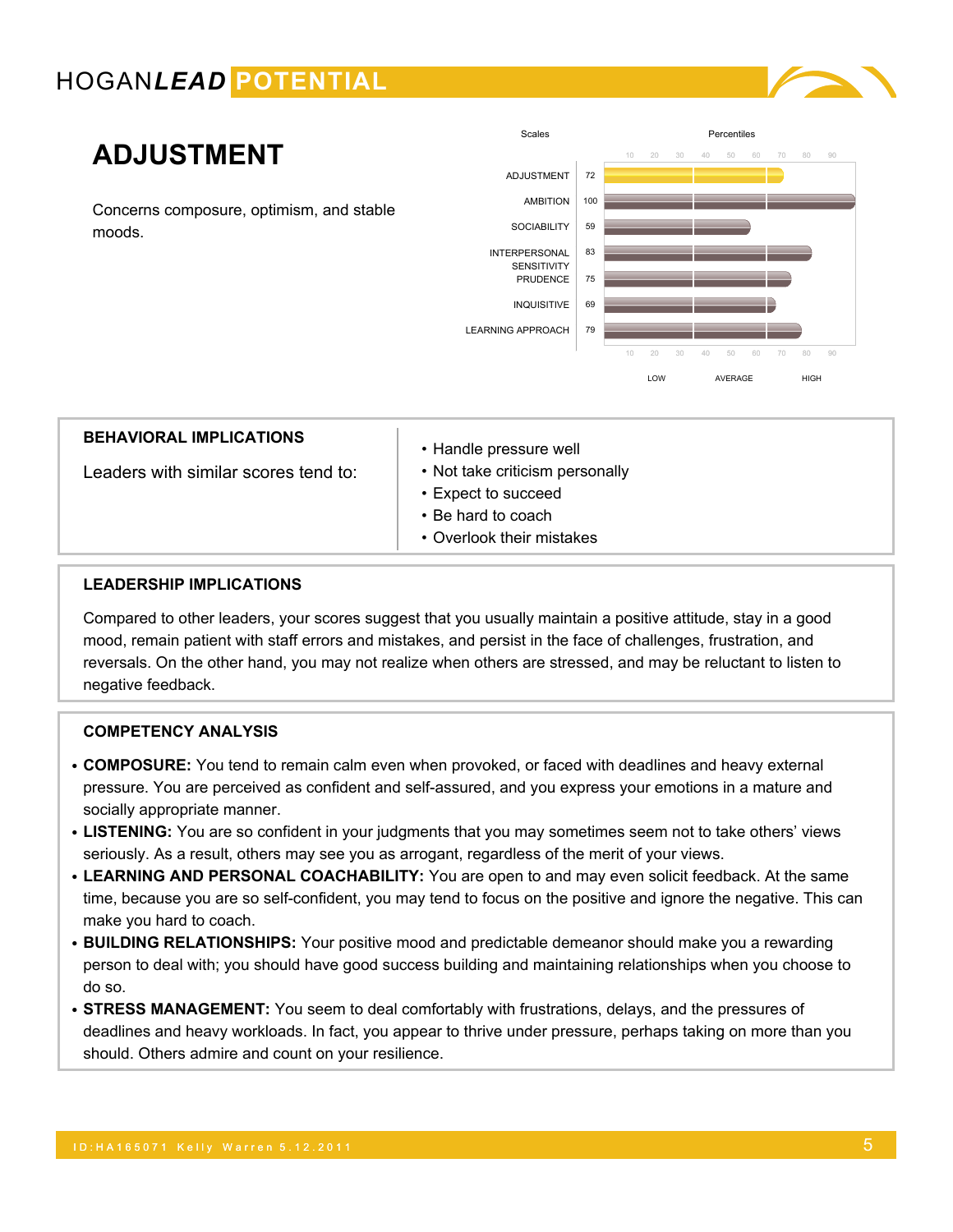# ADJUSTMENT

Concerns composure, optimism, and stable moods.

| Scales | Percentiles |
| --- | --- |
| ADJUSTMENT | 72 |
| AMBITION | 100 |
| SOCIABILITY | 59 |
| INTERPERSONAL SENSITIVITY | 83 |
| PRUDENCE | 75 |
| INQUISITIVE | 69 |
| LEARNING APPROACH | 79 |

## BEHAVIORAL IMPLICATIONS

Leaders with similar scores tend to:

- Handle pressure well
- Not take criticism personally
- Expect to succeed
- Be hard to coach
- Overlook their mistakes

## LEADERSHIP IMPLICATIONS

Compared to other leaders, your scores suggest that you usually maintain a positive attitude, stay in a good mood, remain patient with staff errors and mistakes, and persist in the face of challenges, frustration, and reversals. On the other hand, you may not realize when others are stressed, and may be reluctant to listen to negative feedback.

## COMPETENCY ANALYSIS

- **COMPOSURE:** You tend to remain calm even when provoked, or faced with deadlines and heavy external pressure. You are perceived as confident and self-assured, and you express your emotions in a mature and socially appropriate manner.
- **LISTENING:** You are so confident in your judgments that you may sometimes seem not to take others' views seriously. As a result, others may see you as arrogant, regardless of the merit of your views.
- **LEARNING AND PERSONAL COACHABILITY:** You are open to and may even solicit feedback. At the same time, because you are so self-confident, you may tend to focus on the positive and ignore the negative. This can make you hard to coach.
- **BUILDING RELATIONSHIPS:** Your positive mood and predictable demeanor should make you a rewarding person to deal with; you should have good success building and maintaining relationships when you choose to do so.
- **STRESS MANAGEMENT:** You seem to deal comfortably with frustrations, delays, and the pressures of deadlines and heavy workloads. In fact, you appear to thrive under pressure, perhaps taking on more than you should. Others admire and count on your resilience.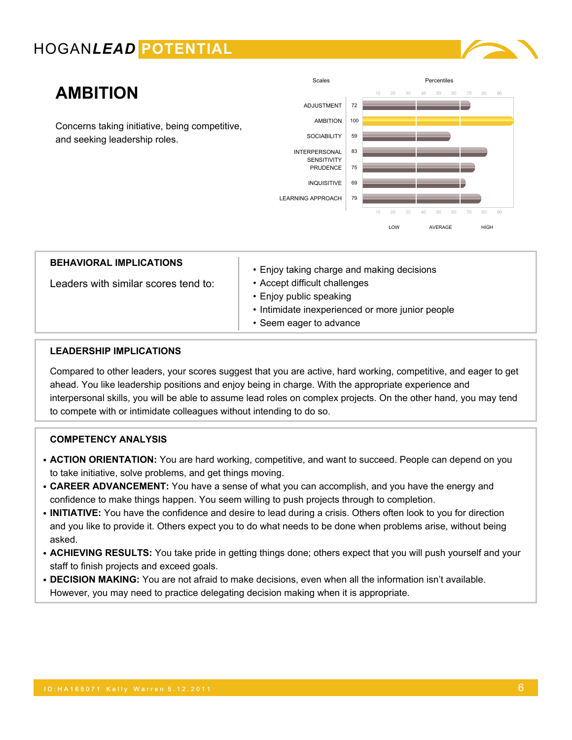# AMBITION

Concerns taking initiative, being competitive, and seeking leadership roles.

| Scales | Percentiles |
| --- | --- |
| ADJUSTMENT | 72 |
| AMBITION | 100 |
| SOCIABILITY | 59 |
| INTERPERSONAL SENSITIVITY | 83 |
| PRUDENCE | 75 |
| INQUISITIVE | 69 |
| LEARNING APPROACH | 79 |

## BEHAVIORAL IMPLICATIONS

Leaders with similar scores tend to:

- Enjoy taking charge and making decisions
- Accept difficult challenges
- Enjoy public speaking
- Intimidate inexperienced or more junior people
- Seem eager to advance

## LEADERSHIP IMPLICATIONS

Compared to other leaders, your scores suggest that you are active, hard working, competitive, and eager to get ahead. You like leadership positions and enjoy being in charge. With the appropriate experience and interpersonal skills, you will be able to assume lead roles on complex projects. On the other hand, you may tend to compete with or intimidate colleagues without intending to do so.

## COMPETENCY ANALYSIS

- **ACTION ORIENTATION:** You are hard working, competitive, and want to succeed. People can depend on you to take initiative, solve problems, and get things moving.
- **CAREER ADVANCEMENT:** You have a sense of what you can accomplish, and you have the energy and confidence to make things happen. You seem willing to push projects through to completion.
- **INITIATIVE:** You have the confidence and desire to lead during a crisis. Others often look to you for direction and you like to provide it. Others expect you to do what needs to be done when problems arise, without being asked.
- **ACHIEVING RESULTS:** You take pride in getting things done; others expect that you will push yourself and your staff to finish projects and exceed goals.
- **DECISION MAKING:** You are not afraid to make decisions, even when all the information isn't available. However, you may need to practice delegating decision making when it is appropriate.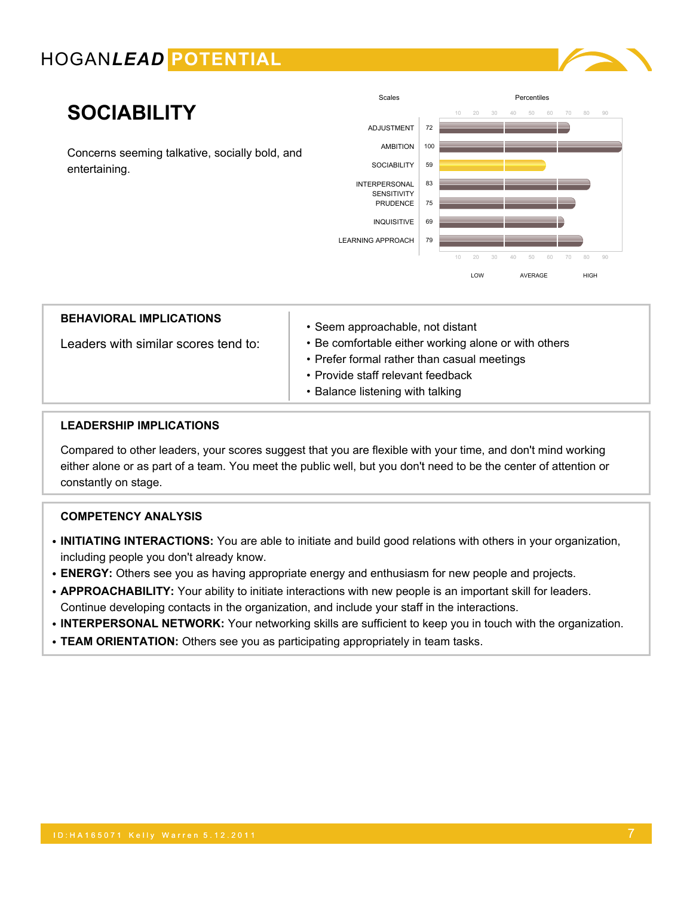# SOCIABILITY

Concerns seeming talkative, socially bold, and entertaining.

| Scales | Percentiles |
|---|---|
| ADJUSTMENT | 72 |
| AMBITION | 100 |
| SOCIABILITY | 59 |
| INTERPERSONAL SENSITIVITY | 83 |
| PRUDENCE | 75 |
| INQUISITIVE | 69 |
| LEARNING APPROACH | 79 |

## BEHAVIORAL IMPLICATIONS

Leaders with similar scores tend to:

- Seem approachable, not distant
- Be comfortable either working alone or with others
- Prefer formal rather than casual meetings
- Provide staff relevant feedback
- Balance listening with talking

## LEADERSHIP IMPLICATIONS

Compared to other leaders, your scores suggest that you are flexible with your time, and don't mind working either alone or as part of a team. You meet the public well, but you don't need to be the center of attention or constantly on stage.

## COMPETENCY ANALYSIS

- **INITIATING INTERACTIONS:** You are able to initiate and build good relations with others in your organization, including people you don't already know.
- **ENERGY:** Others see you as having appropriate energy and enthusiasm for new people and projects.
- **APPROACHABILITY:** Your ability to initiate interactions with new people is an important skill for leaders. Continue developing contacts in the organization, and include your staff in the interactions.
- **INTERPERSONAL NETWORK:** Your networking skills are sufficient to keep you in touch with the organization.
- **TEAM ORIENTATION:** Others see you as participating appropriately in team tasks.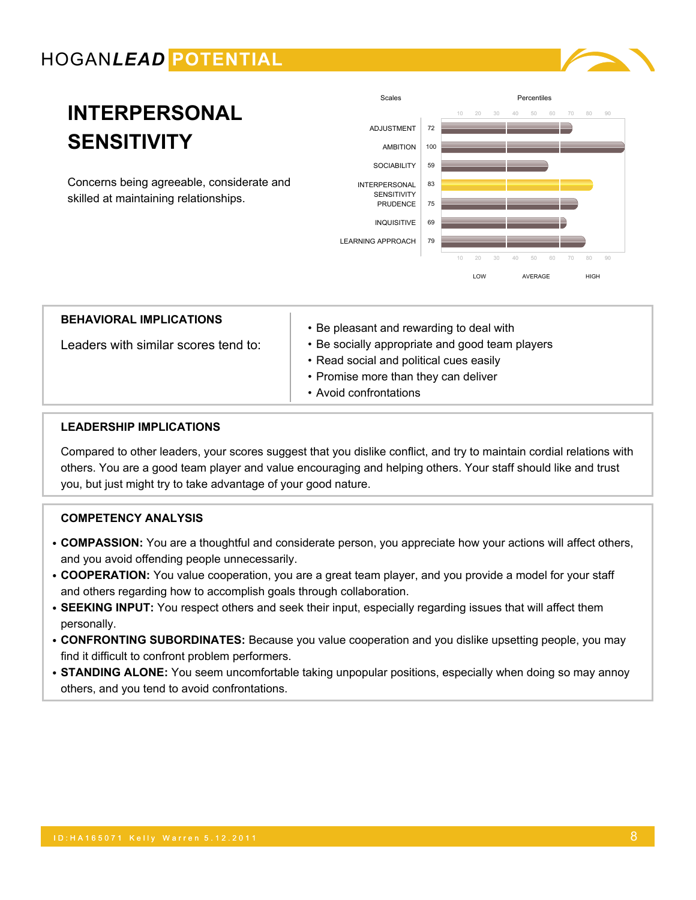# INTERPERSONAL SENSITIVITY

Concerns being agreeable, considerate and skilled at maintaining relationships.

| Scales | Percentiles |
|---|---|
| ADJUSTMENT | 72 |
| AMBITION | 100 |
| SOCIABILITY | 59 |
| INTERPERSONAL SENSITIVITY | 83 |
| PRUDENCE | 75 |
| INQUISITIVE | 69 |
| LEARNING APPROACH | 79 |

LOW — AVERAGE — HIGH

## BEHAVIORAL IMPLICATIONS

Leaders with similar scores tend to:

- Be pleasant and rewarding to deal with
- Be socially appropriate and good team players
- Read social and political cues easily
- Promise more than they can deliver
- Avoid confrontations

## LEADERSHIP IMPLICATIONS

Compared to other leaders, your scores suggest that you dislike conflict, and try to maintain cordial relations with others. You are a good team player and value encouraging and helping others. Your staff should like and trust you, but just might try to take advantage of your good nature.

## COMPETENCY ANALYSIS

- **COMPASSION:** You are a thoughtful and considerate person, you appreciate how your actions will affect others, and you avoid offending people unnecessarily.
- **COOPERATION:** You value cooperation, you are a great team player, and you provide a model for your staff and others regarding how to accomplish goals through collaboration.
- **SEEKING INPUT:** You respect others and seek their input, especially regarding issues that will affect them personally.
- **CONFRONTING SUBORDINATES:** Because you value cooperation and you dislike upsetting people, you may find it difficult to confront problem performers.
- **STANDING ALONE:** You seem uncomfortable taking unpopular positions, especially when doing so may annoy others, and you tend to avoid confrontations.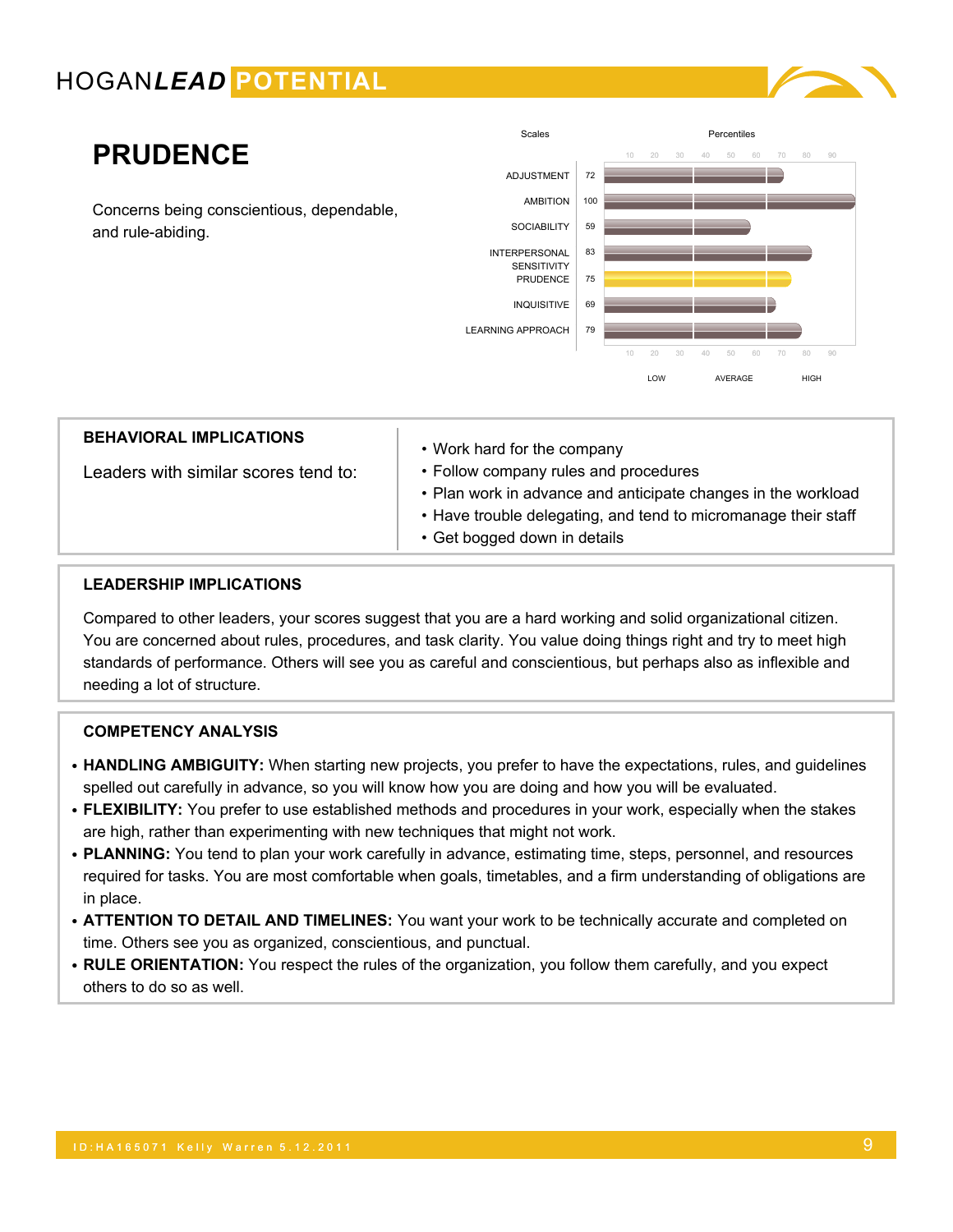# PRUDENCE

Concerns being conscientious, dependable, and rule-abiding.

| Scales | Percentiles |
|---|---|
| ADJUSTMENT | 72 |
| AMBITION | 100 |
| SOCIABILITY | 59 |
| INTERPERSONAL SENSITIVITY | 83 |
| PRUDENCE | 75 |
| INQUISITIVE | 69 |
| LEARNING APPROACH | 79 |

## BEHAVIORAL IMPLICATIONS

Leaders with similar scores tend to:

- Work hard for the company
- Follow company rules and procedures
- Plan work in advance and anticipate changes in the workload
- Have trouble delegating, and tend to micromanage their staff
- Get bogged down in details

## LEADERSHIP IMPLICATIONS

Compared to other leaders, your scores suggest that you are a hard working and solid organizational citizen. You are concerned about rules, procedures, and task clarity. You value doing things right and try to meet high standards of performance. Others will see you as careful and conscientious, but perhaps also as inflexible and needing a lot of structure.

## COMPETENCY ANALYSIS

- **HANDLING AMBIGUITY:** When starting new projects, you prefer to have the expectations, rules, and guidelines spelled out carefully in advance, so you will know how you are doing and how you will be evaluated.
- **FLEXIBILITY:** You prefer to use established methods and procedures in your work, especially when the stakes are high, rather than experimenting with new techniques that might not work.
- **PLANNING:** You tend to plan your work carefully in advance, estimating time, steps, personnel, and resources required for tasks. You are most comfortable when goals, timetables, and a firm understanding of obligations are in place.
- **ATTENTION TO DETAIL AND TIMELINES:** You want your work to be technically accurate and completed on time. Others see you as organized, conscientious, and punctual.
- **RULE ORIENTATION:** You respect the rules of the organization, you follow them carefully, and you expect others to do so as well.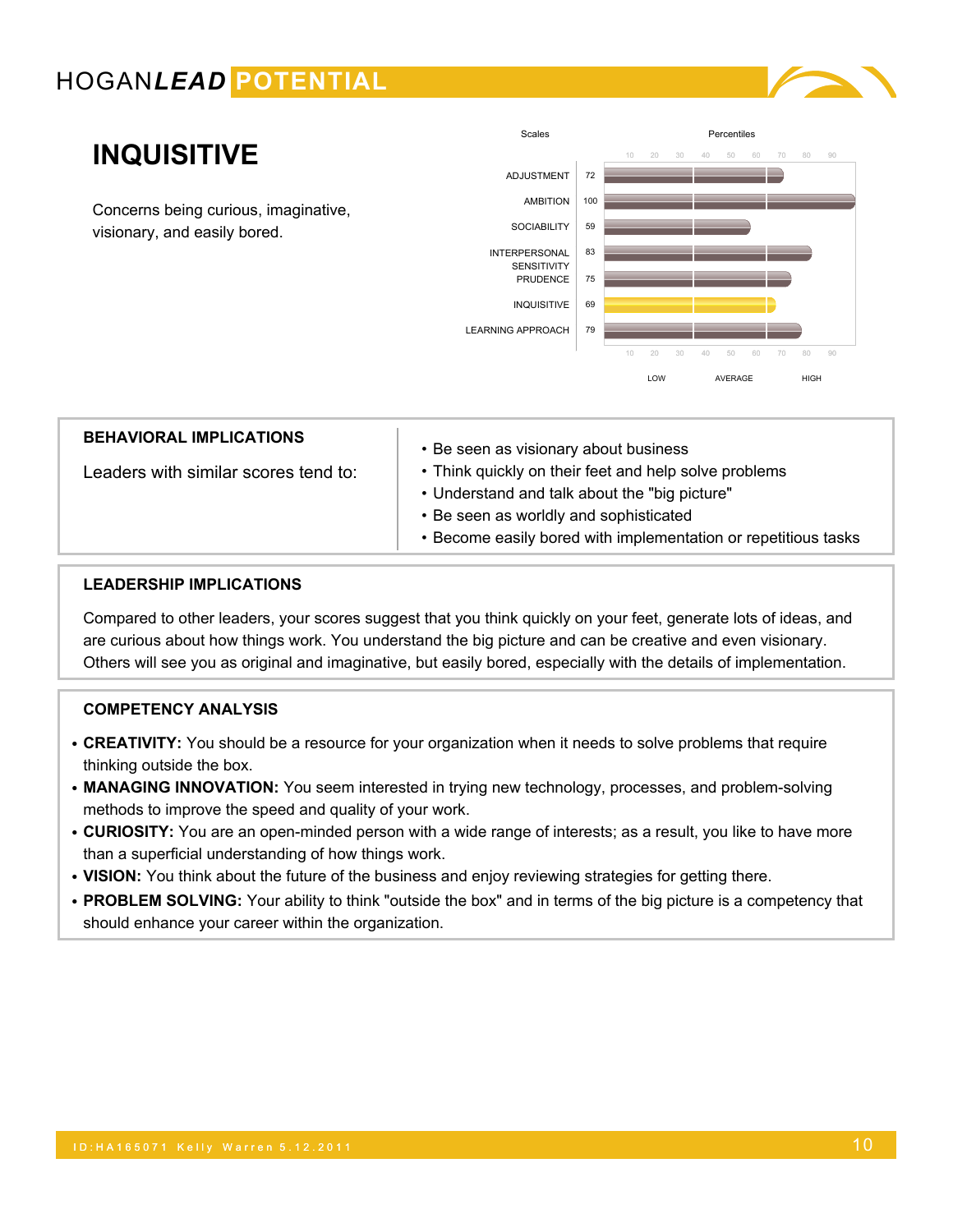# INQUISITIVE

Concerns being curious, imaginative, visionary, and easily bored.

| Scales | Percentiles |
|---|---|
| ADJUSTMENT | 72 |
| AMBITION | 100 |
| SOCIABILITY | 59 |
| INTERPERSONAL SENSITIVITY | 83 |
| PRUDENCE | 75 |
| INQUISITIVE | 69 |
| LEARNING APPROACH | 79 |

LOW AVERAGE HIGH

## BEHAVIORAL IMPLICATIONS

Leaders with similar scores tend to:

- Be seen as visionary about business
- Think quickly on their feet and help solve problems
- Understand and talk about the "big picture"
- Be seen as worldly and sophisticated
- Become easily bored with implementation or repetitious tasks

## LEADERSHIP IMPLICATIONS

Compared to other leaders, your scores suggest that you think quickly on your feet, generate lots of ideas, and are curious about how things work. You understand the big picture and can be creative and even visionary. Others will see you as original and imaginative, but easily bored, especially with the details of implementation.

## COMPETENCY ANALYSIS

- **CREATIVITY:** You should be a resource for your organization when it needs to solve problems that require thinking outside the box.
- **MANAGING INNOVATION:** You seem interested in trying new technology, processes, and problem-solving methods to improve the speed and quality of your work.
- **CURIOSITY:** You are an open-minded person with a wide range of interests; as a result, you like to have more than a superficial understanding of how things work.
- **VISION:** You think about the future of the business and enjoy reviewing strategies for getting there.
- **PROBLEM SOLVING:** Your ability to think "outside the box" and in terms of the big picture is a competency that should enhance your career within the organization.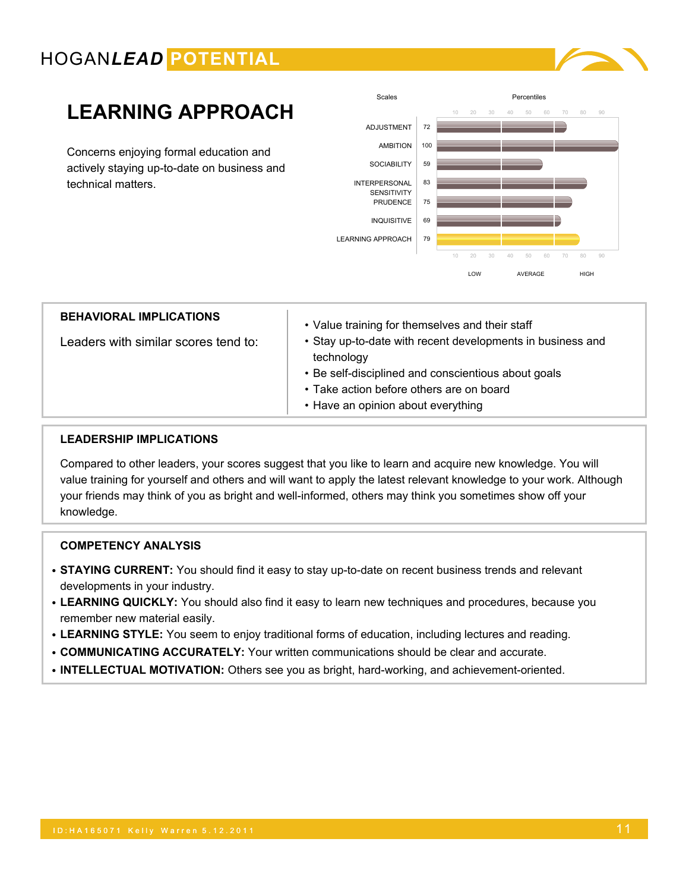# LEARNING APPROACH

Concerns enjoying formal education and actively staying up-to-date on business and technical matters.

| Scales | Percentiles |
|---|---|
| ADJUSTMENT | 72 |
| AMBITION | 100 |
| SOCIABILITY | 59 |
| INTERPERSONAL SENSITIVITY | 83 |
| PRUDENCE | 75 |
| INQUISITIVE | 69 |
| LEARNING APPROACH | 79 |

LOW — AVERAGE — HIGH

## BEHAVIORAL IMPLICATIONS

Leaders with similar scores tend to:

- Value training for themselves and their staff
- Stay up-to-date with recent developments in business and technology
- Be self-disciplined and conscientious about goals
- Take action before others are on board
- Have an opinion about everything

## LEADERSHIP IMPLICATIONS

Compared to other leaders, your scores suggest that you like to learn and acquire new knowledge. You will value training for yourself and others and will want to apply the latest relevant knowledge to your work. Although your friends may think of you as bright and well-informed, others may think you sometimes show off your knowledge.

## COMPETENCY ANALYSIS

- **STAYING CURRENT:** You should find it easy to stay up-to-date on recent business trends and relevant developments in your industry.
- **LEARNING QUICKLY:** You should also find it easy to learn new techniques and procedures, because you remember new material easily.
- **LEARNING STYLE:** You seem to enjoy traditional forms of education, including lectures and reading.
- **COMMUNICATING ACCURATELY:** Your written communications should be clear and accurate.
- **INTELLECTUAL MOTIVATION:** Others see you as bright, hard-working, and achievement-oriented.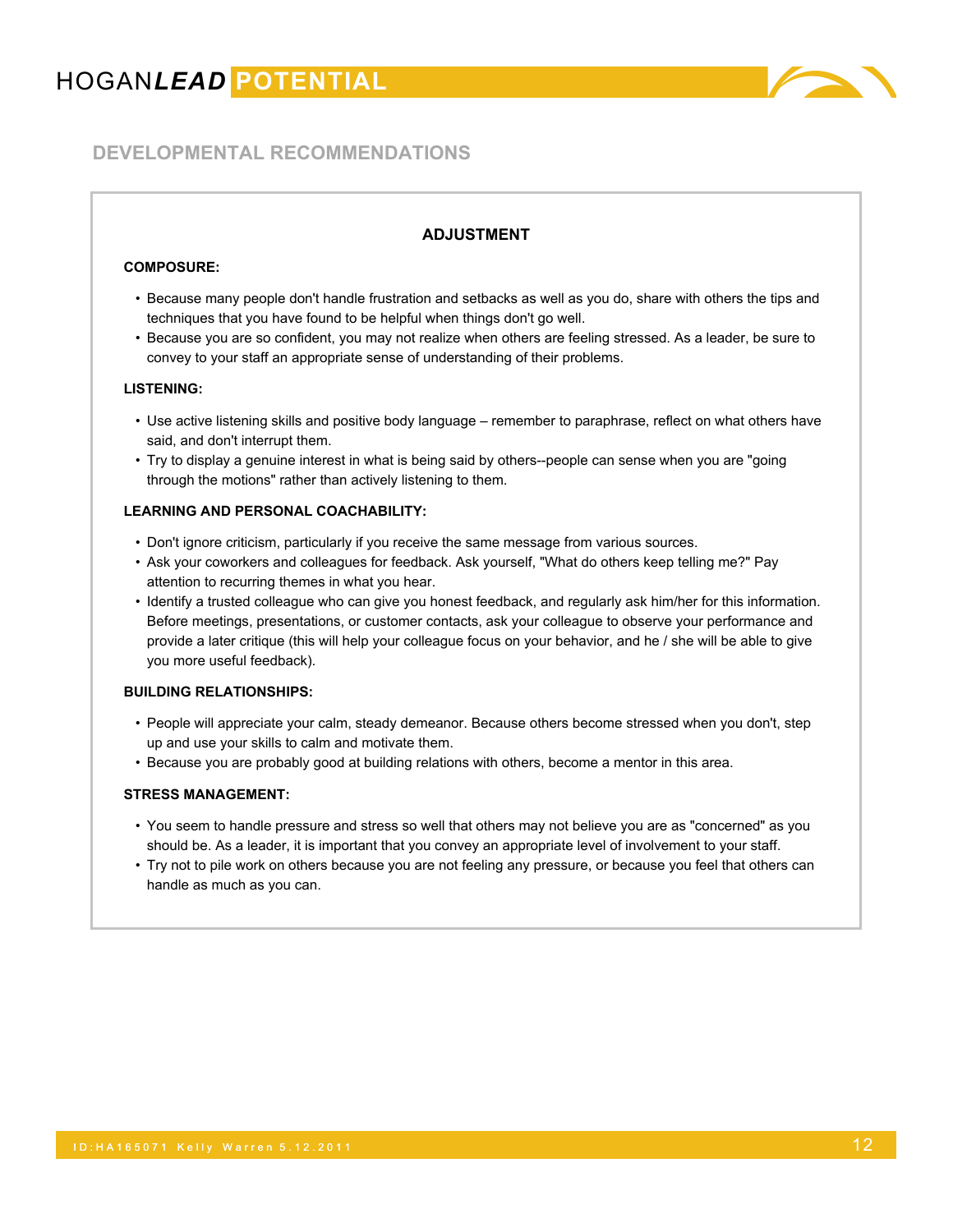## DEVELOPMENTAL RECOMMENDATIONS

### ADJUSTMENT

**COMPOSURE:**

- Because many people don't handle frustration and setbacks as well as you do, share with others the tips and techniques that you have found to be helpful when things don't go well.
- Because you are so confident, you may not realize when others are feeling stressed. As a leader, be sure to convey to your staff an appropriate sense of understanding of their problems.

**LISTENING:**

- Use active listening skills and positive body language – remember to paraphrase, reflect on what others have said, and don't interrupt them.
- Try to display a genuine interest in what is being said by others--people can sense when you are "going through the motions" rather than actively listening to them.

**LEARNING AND PERSONAL COACHABILITY:**

- Don't ignore criticism, particularly if you receive the same message from various sources.
- Ask your coworkers and colleagues for feedback. Ask yourself, "What do others keep telling me?" Pay attention to recurring themes in what you hear.
- Identify a trusted colleague who can give you honest feedback, and regularly ask him/her for this information. Before meetings, presentations, or customer contacts, ask your colleague to observe your performance and provide a later critique (this will help your colleague focus on your behavior, and he / she will be able to give you more useful feedback).

**BUILDING RELATIONSHIPS:**

- People will appreciate your calm, steady demeanor. Because others become stressed when you don't, step up and use your skills to calm and motivate them.
- Because you are probably good at building relations with others, become a mentor in this area.

**STRESS MANAGEMENT:**

- You seem to handle pressure and stress so well that others may not believe you are as "concerned" as you should be. As a leader, it is important that you convey an appropriate level of involvement to your staff.
- Try not to pile work on others because you are not feeling any pressure, or because you feel that others can handle as much as you can.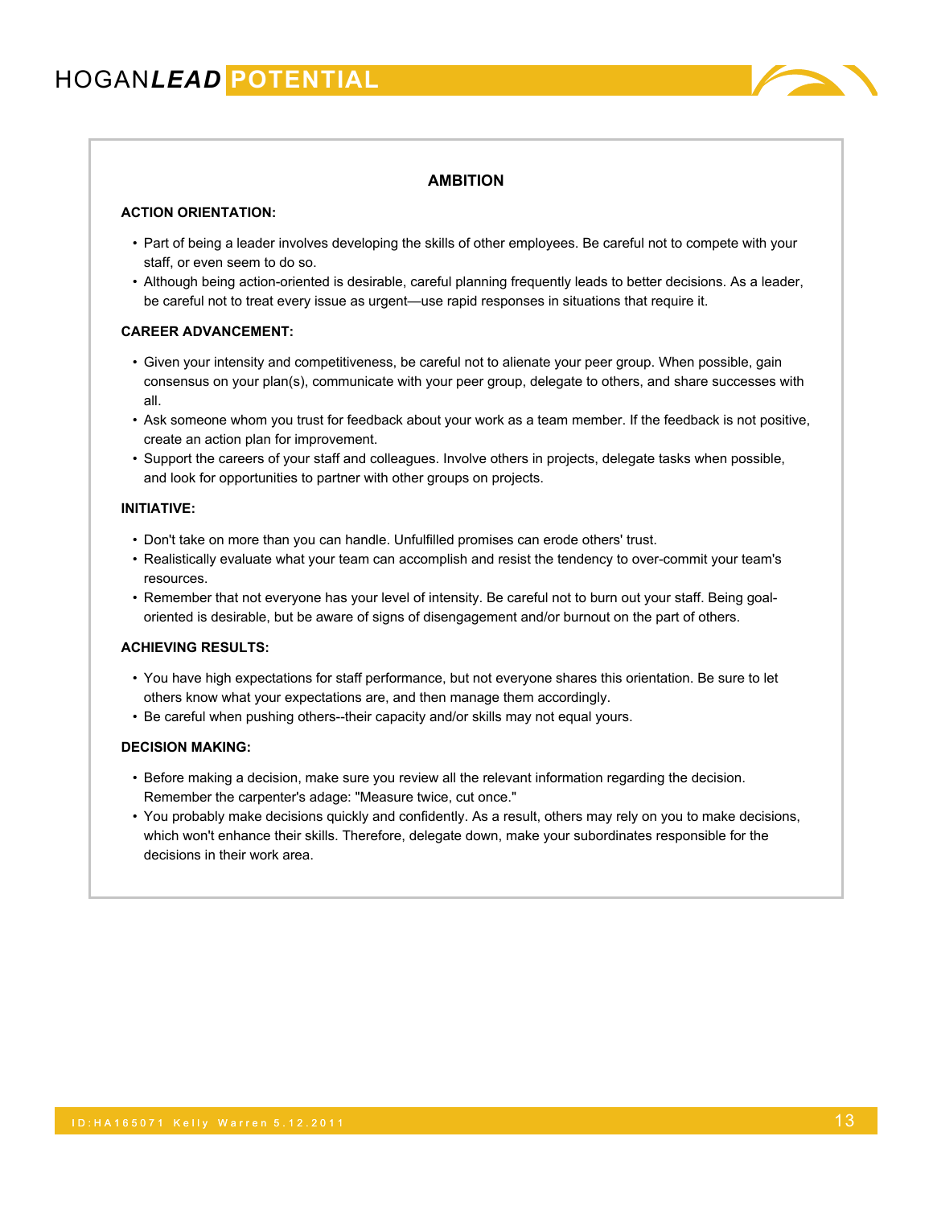## AMBITION

### ACTION ORIENTATION:

- Part of being a leader involves developing the skills of other employees. Be careful not to compete with your staff, or even seem to do so.
- Although being action-oriented is desirable, careful planning frequently leads to better decisions. As a leader, be careful not to treat every issue as urgent—use rapid responses in situations that require it.

### CAREER ADVANCEMENT:

- Given your intensity and competitiveness, be careful not to alienate your peer group. When possible, gain consensus on your plan(s), communicate with your peer group, delegate to others, and share successes with all.
- Ask someone whom you trust for feedback about your work as a team member. If the feedback is not positive, create an action plan for improvement.
- Support the careers of your staff and colleagues. Involve others in projects, delegate tasks when possible, and look for opportunities to partner with other groups on projects.

### INITIATIVE:

- Don't take on more than you can handle. Unfulfilled promises can erode others' trust.
- Realistically evaluate what your team can accomplish and resist the tendency to over-commit your team's resources.
- Remember that not everyone has your level of intensity. Be careful not to burn out your staff. Being goal-oriented is desirable, but be aware of signs of disengagement and/or burnout on the part of others.

### ACHIEVING RESULTS:

- You have high expectations for staff performance, but not everyone shares this orientation. Be sure to let others know what your expectations are, and then manage them accordingly.
- Be careful when pushing others--their capacity and/or skills may not equal yours.

### DECISION MAKING:

- Before making a decision, make sure you review all the relevant information regarding the decision. Remember the carpenter's adage: "Measure twice, cut once."
- You probably make decisions quickly and confidently. As a result, others may rely on you to make decisions, which won't enhance their skills. Therefore, delegate down, make your subordinates responsible for the decisions in their work area.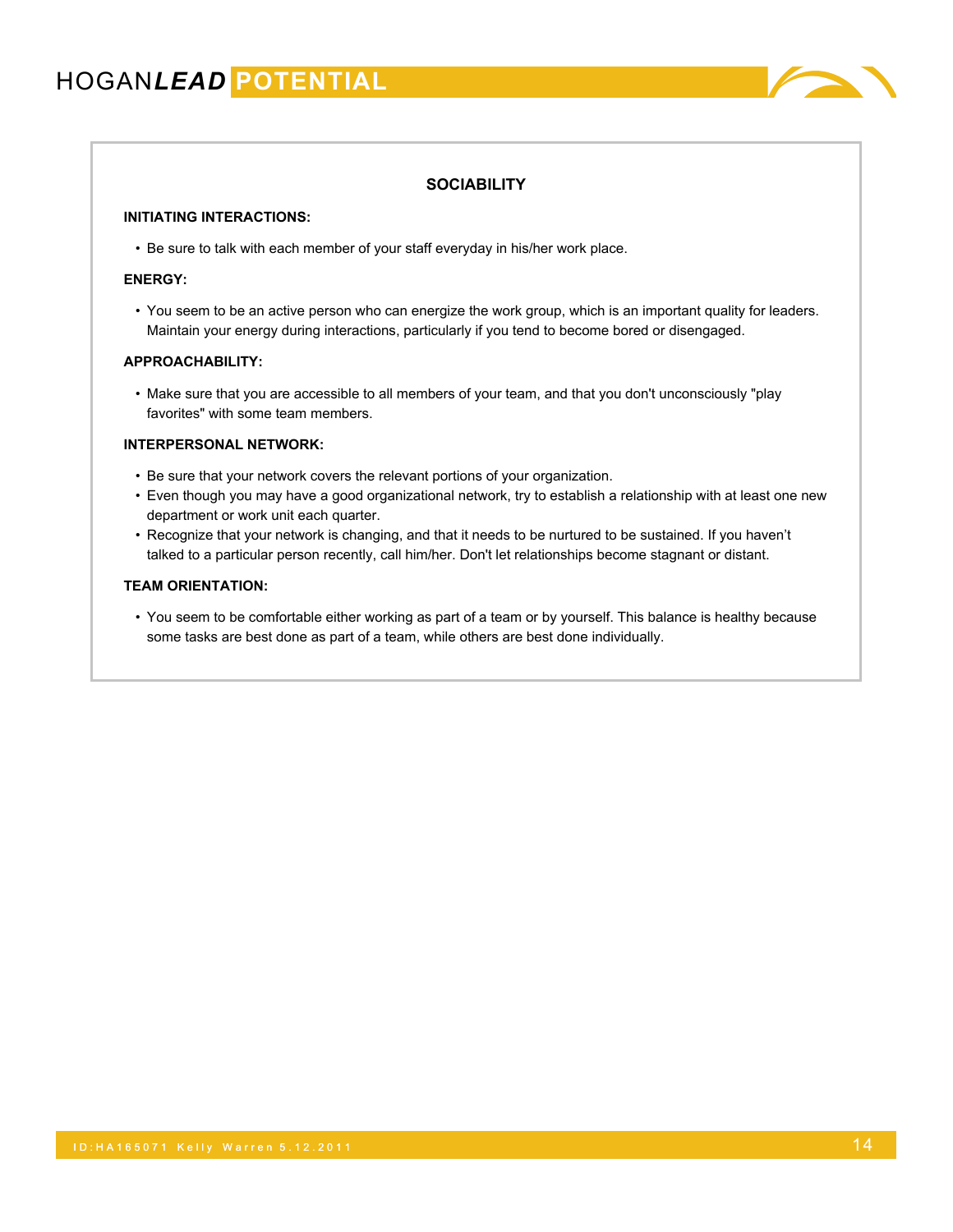## SOCIABILITY

**INITIATING INTERACTIONS:**

- Be sure to talk with each member of your staff everyday in his/her work place.

**ENERGY:**

- You seem to be an active person who can energize the work group, which is an important quality for leaders. Maintain your energy during interactions, particularly if you tend to become bored or disengaged.

**APPROACHABILITY:**

- Make sure that you are accessible to all members of your team, and that you don't unconsciously "play favorites" with some team members.

**INTERPERSONAL NETWORK:**

- Be sure that your network covers the relevant portions of your organization.
- Even though you may have a good organizational network, try to establish a relationship with at least one new department or work unit each quarter.
- Recognize that your network is changing, and that it needs to be nurtured to be sustained. If you haven't talked to a particular person recently, call him/her. Don't let relationships become stagnant or distant.

**TEAM ORIENTATION:**

- You seem to be comfortable either working as part of a team or by yourself. This balance is healthy because some tasks are best done as part of a team, while others are best done individually.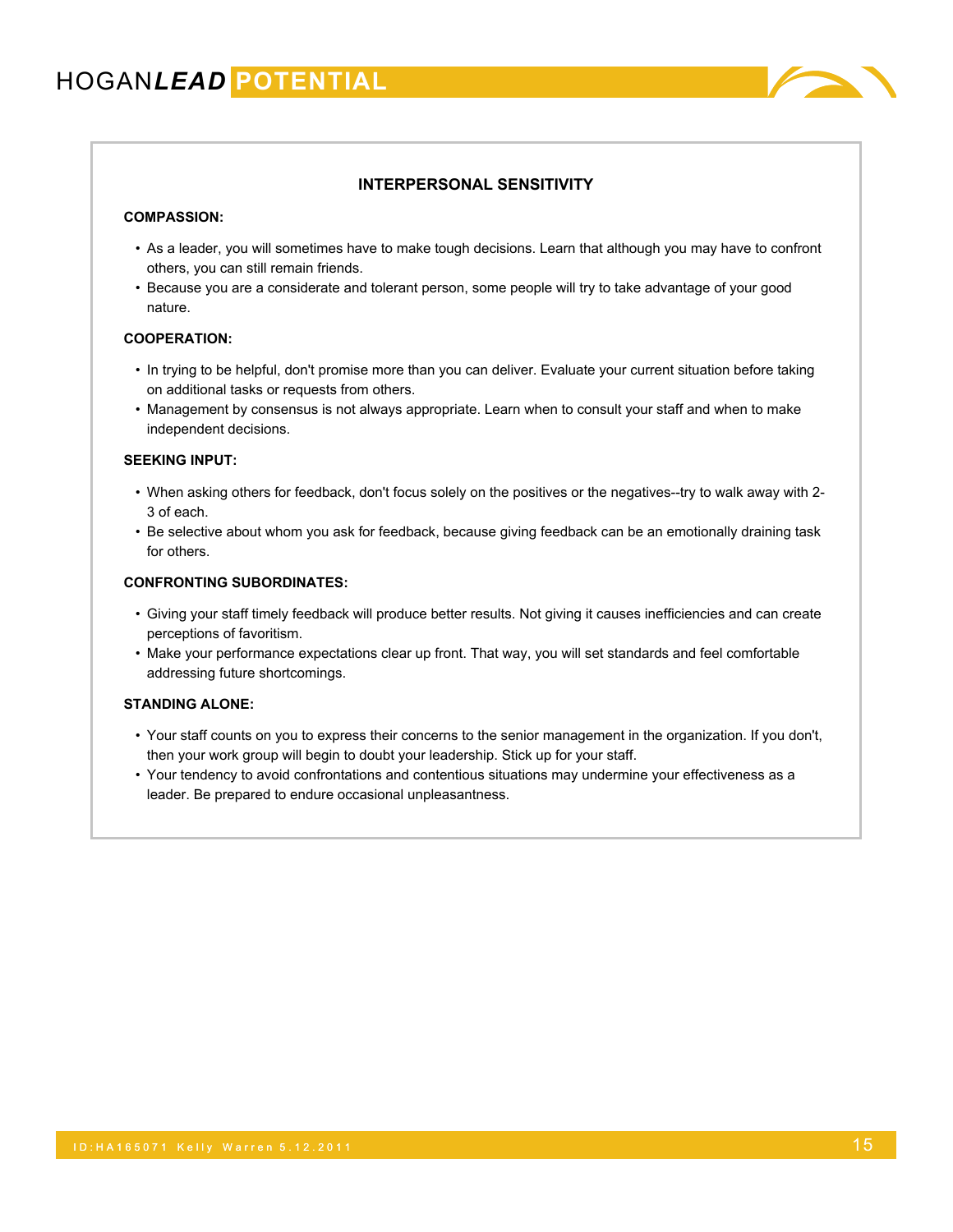## INTERPERSONAL SENSITIVITY

**COMPASSION:**

- As a leader, you will sometimes have to make tough decisions. Learn that although you may have to confront others, you can still remain friends.
- Because you are a considerate and tolerant person, some people will try to take advantage of your good nature.

**COOPERATION:**

- In trying to be helpful, don't promise more than you can deliver. Evaluate your current situation before taking on additional tasks or requests from others.
- Management by consensus is not always appropriate. Learn when to consult your staff and when to make independent decisions.

**SEEKING INPUT:**

- When asking others for feedback, don't focus solely on the positives or the negatives--try to walk away with 2-3 of each.
- Be selective about whom you ask for feedback, because giving feedback can be an emotionally draining task for others.

**CONFRONTING SUBORDINATES:**

- Giving your staff timely feedback will produce better results. Not giving it causes inefficiencies and can create perceptions of favoritism.
- Make your performance expectations clear up front. That way, you will set standards and feel comfortable addressing future shortcomings.

**STANDING ALONE:**

- Your staff counts on you to express their concerns to the senior management in the organization. If you don't, then your work group will begin to doubt your leadership. Stick up for your staff.
- Your tendency to avoid confrontations and contentious situations may undermine your effectiveness as a leader. Be prepared to endure occasional unpleasantness.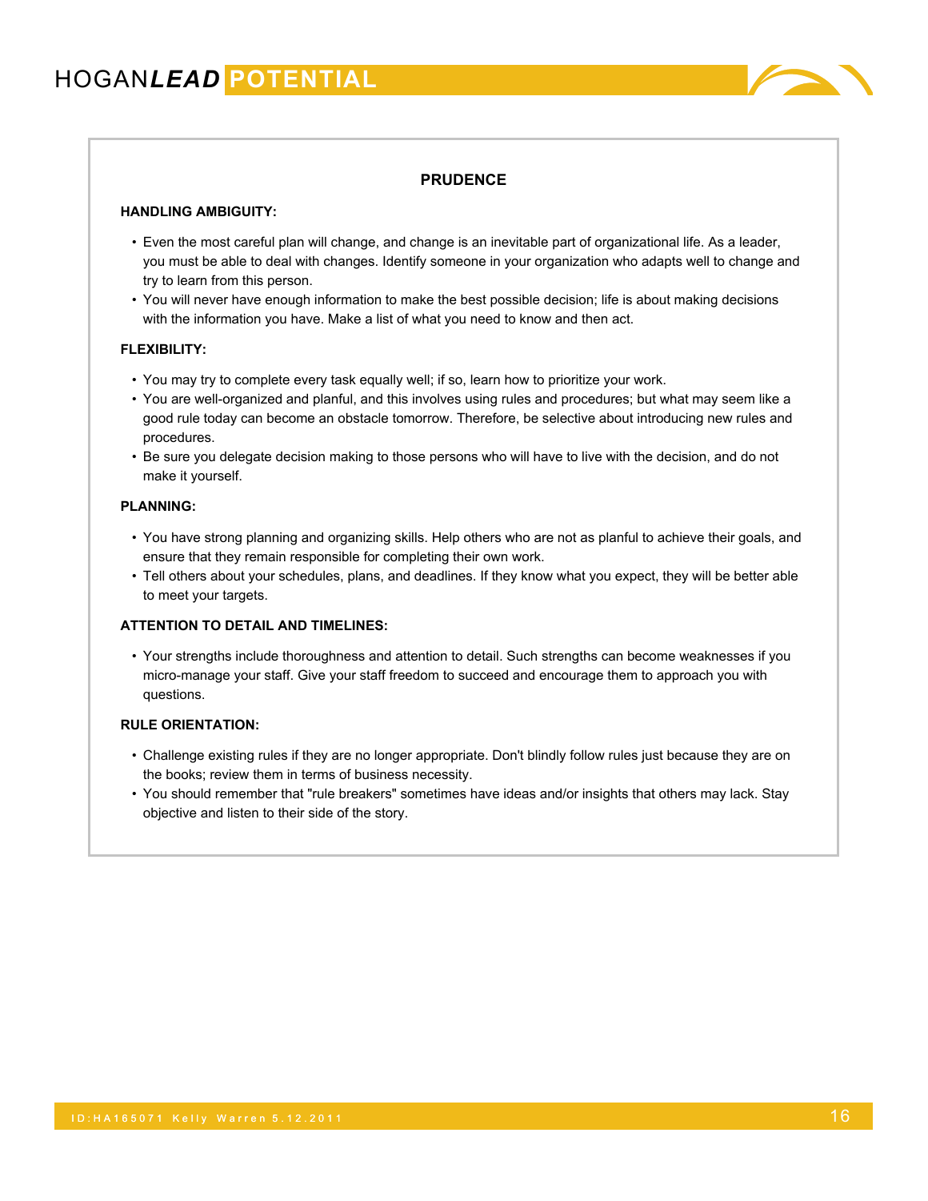## PRUDENCE

**HANDLING AMBIGUITY:**

- Even the most careful plan will change, and change is an inevitable part of organizational life. As a leader, you must be able to deal with changes. Identify someone in your organization who adapts well to change and try to learn from this person.
- You will never have enough information to make the best possible decision; life is about making decisions with the information you have. Make a list of what you need to know and then act.

**FLEXIBILITY:**

- You may try to complete every task equally well; if so, learn how to prioritize your work.
- You are well-organized and planful, and this involves using rules and procedures; but what may seem like a good rule today can become an obstacle tomorrow. Therefore, be selective about introducing new rules and procedures.
- Be sure you delegate decision making to those persons who will have to live with the decision, and do not make it yourself.

**PLANNING:**

- You have strong planning and organizing skills. Help others who are not as planful to achieve their goals, and ensure that they remain responsible for completing their own work.
- Tell others about your schedules, plans, and deadlines. If they know what you expect, they will be better able to meet your targets.

**ATTENTION TO DETAIL AND TIMELINES:**

- Your strengths include thoroughness and attention to detail. Such strengths can become weaknesses if you micro-manage your staff. Give your staff freedom to succeed and encourage them to approach you with questions.

**RULE ORIENTATION:**

- Challenge existing rules if they are no longer appropriate. Don't blindly follow rules just because they are on the books; review them in terms of business necessity.
- You should remember that "rule breakers" sometimes have ideas and/or insights that others may lack. Stay objective and listen to their side of the story.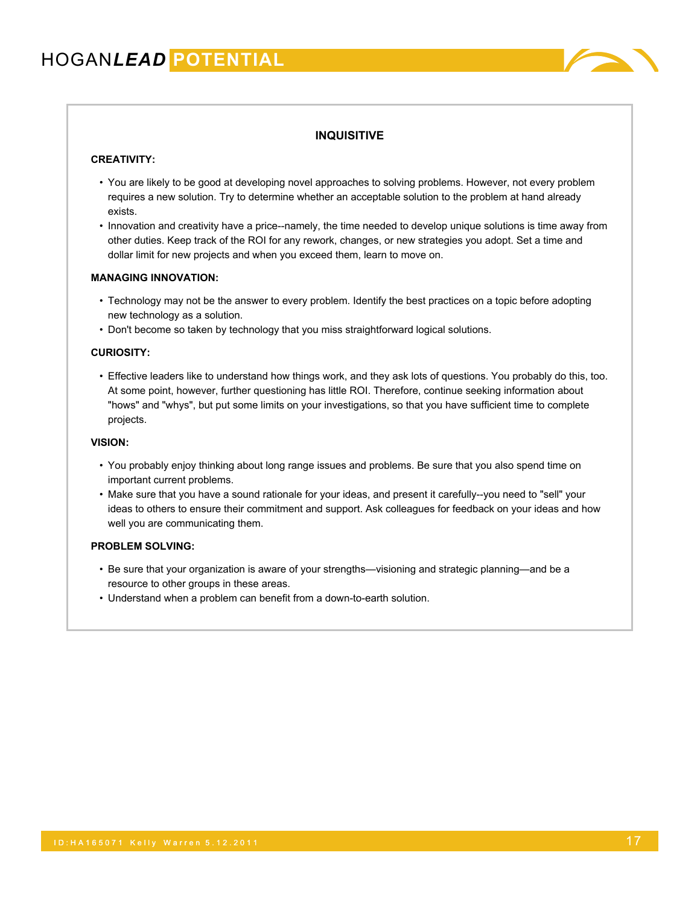## INQUISITIVE

**CREATIVITY:**

- You are likely to be good at developing novel approaches to solving problems. However, not every problem requires a new solution. Try to determine whether an acceptable solution to the problem at hand already exists.
- Innovation and creativity have a price--namely, the time needed to develop unique solutions is time away from other duties. Keep track of the ROI for any rework, changes, or new strategies you adopt. Set a time and dollar limit for new projects and when you exceed them, learn to move on.

**MANAGING INNOVATION:**

- Technology may not be the answer to every problem. Identify the best practices on a topic before adopting new technology as a solution.
- Don't become so taken by technology that you miss straightforward logical solutions.

**CURIOSITY:**

- Effective leaders like to understand how things work, and they ask lots of questions. You probably do this, too. At some point, however, further questioning has little ROI. Therefore, continue seeking information about "hows" and "whys", but put some limits on your investigations, so that you have sufficient time to complete projects.

**VISION:**

- You probably enjoy thinking about long range issues and problems. Be sure that you also spend time on important current problems.
- Make sure that you have a sound rationale for your ideas, and present it carefully--you need to "sell" your ideas to others to ensure their commitment and support. Ask colleagues for feedback on your ideas and how well you are communicating them.

**PROBLEM SOLVING:**

- Be sure that your organization is aware of your strengths—visioning and strategic planning—and be a resource to other groups in these areas.
- Understand when a problem can benefit from a down-to-earth solution.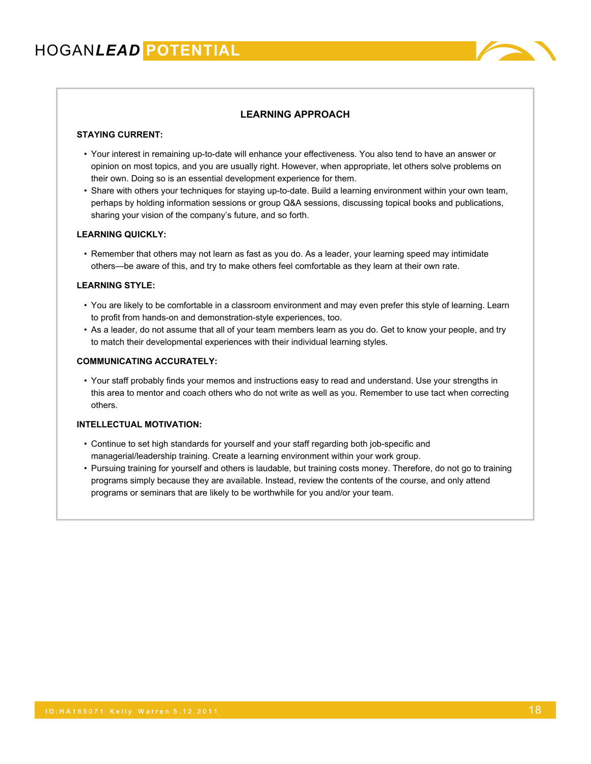## LEARNING APPROACH

**STAYING CURRENT:**

- Your interest in remaining up-to-date will enhance your effectiveness. You also tend to have an answer or opinion on most topics, and you are usually right. However, when appropriate, let others solve problems on their own. Doing so is an essential development experience for them.
- Share with others your techniques for staying up-to-date. Build a learning environment within your own team, perhaps by holding information sessions or group Q&A sessions, discussing topical books and publications, sharing your vision of the company's future, and so forth.

**LEARNING QUICKLY:**

- Remember that others may not learn as fast as you do. As a leader, your learning speed may intimidate others—be aware of this, and try to make others feel comfortable as they learn at their own rate.

**LEARNING STYLE:**

- You are likely to be comfortable in a classroom environment and may even prefer this style of learning. Learn to profit from hands-on and demonstration-style experiences, too.
- As a leader, do not assume that all of your team members learn as you do. Get to know your people, and try to match their developmental experiences with their individual learning styles.

**COMMUNICATING ACCURATELY:**

- Your staff probably finds your memos and instructions easy to read and understand. Use your strengths in this area to mentor and coach others who do not write as well as you. Remember to use tact when correcting others.

**INTELLECTUAL MOTIVATION:**

- Continue to set high standards for yourself and your staff regarding both job-specific and managerial/leadership training. Create a learning environment within your work group.
- Pursuing training for yourself and others is laudable, but training costs money. Therefore, do not go to training programs simply because they are available. Instead, review the contents of the course, and only attend programs or seminars that are likely to be worthwhile for you and/or your team.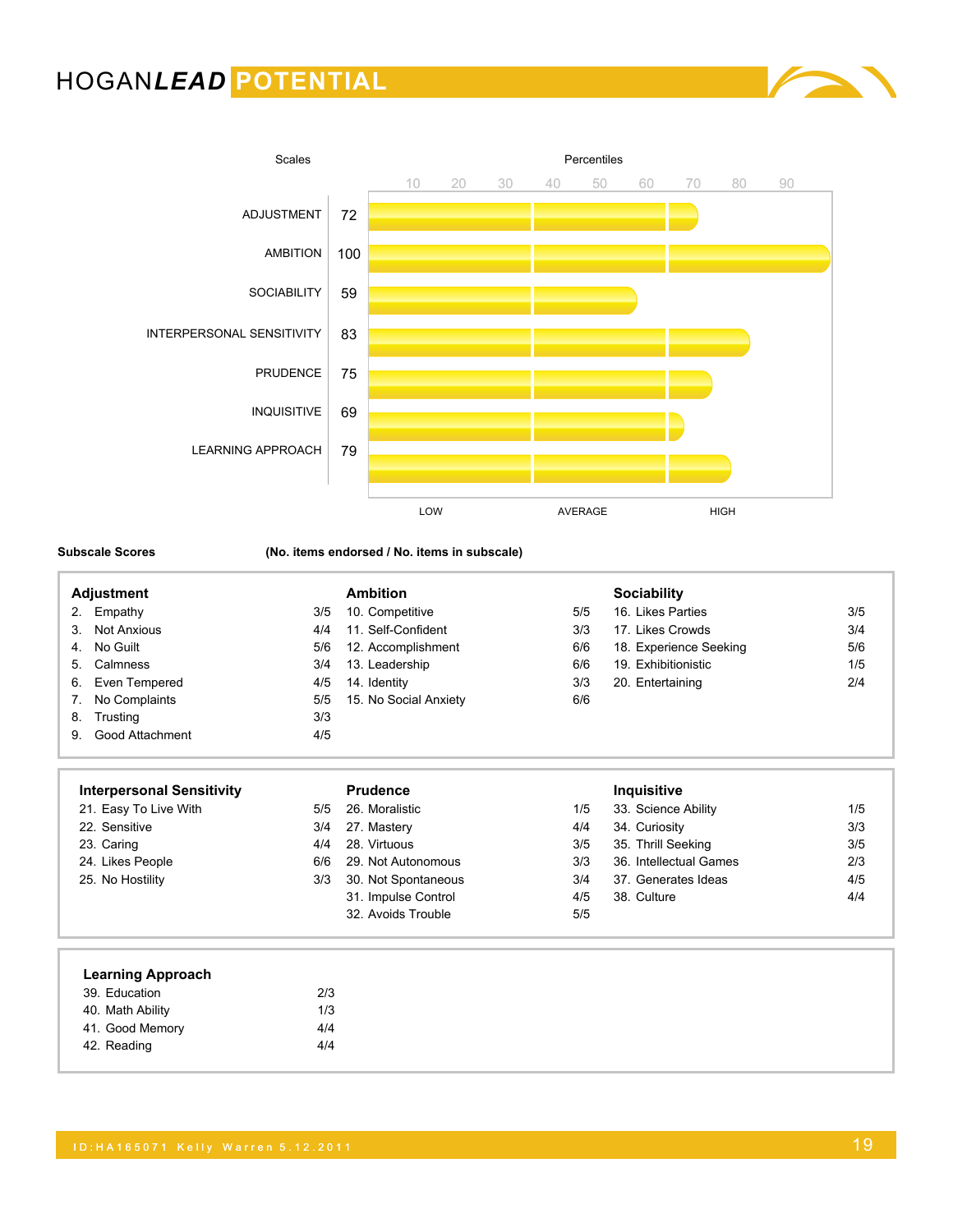# HOGAN*LEAD* POTENTIAL

Scales

Percentiles

10 20 30 40 50 60 70 80 90

ADJUSTMENT 72

AMBITION 100

SOCIABILITY 59

INTERPERSONAL SENSITIVITY 83

PRUDENCE 75

INQUISITIVE 69

LEARNING APPROACH 79

LOW AVERAGE HIGH

**Subscale Scores** **(No. items endorsed / No. items in subscale)**

| **Adjustment** | | **Ambition** | | **Sociability** | |
|---|---|---|---|---|---|
| 2. Empathy | 3/5 | 10. Competitive | 5/5 | 16. Likes Parties | 3/5 |
| 3. Not Anxious | 4/4 | 11. Self-Confident | 3/3 | 17. Likes Crowds | 3/4 |
| 4. No Guilt | 5/6 | 12. Accomplishment | 6/6 | 18. Experience Seeking | 5/6 |
| 5. Calmness | 3/4 | 13. Leadership | 6/6 | 19. Exhibitionistic | 1/5 |
| 6. Even Tempered | 4/5 | 14. Identity | 3/3 | 20. Entertaining | 2/4 |
| 7. No Complaints | 5/5 | 15. No Social Anxiety | 6/6 | | |
| 8. Trusting | 3/3 | | | | |
| 9. Good Attachment | 4/5 | | | | |

| **Interpersonal Sensitivity** | | **Prudence** | | **Inquisitive** | |
|---|---|---|---|---|---|
| 21. Easy To Live With | 5/5 | 26. Moralistic | 1/5 | 33. Science Ability | 1/5 |
| 22. Sensitive | 3/4 | 27. Mastery | 4/4 | 34. Curiosity | 3/3 |
| 23. Caring | 4/4 | 28. Virtuous | 3/5 | 35. Thrill Seeking | 3/5 |
| 24. Likes People | 6/6 | 29. Not Autonomous | 3/3 | 36. Intellectual Games | 2/3 |
| 25. No Hostility | 3/3 | 30. Not Spontaneous | 3/4 | 37. Generates Ideas | 4/5 |
| | | 31. Impulse Control | 4/5 | 38. Culture | 4/4 |
| | | 32. Avoids Trouble | 5/5 | | |

| **Learning Approach** | |
|---|---|
| 39. Education | 2/3 |
| 40. Math Ability | 1/3 |
| 41. Good Memory | 4/4 |
| 42. Reading | 4/4 |

ID:HA165071 Kelly Warren 5.12.2011